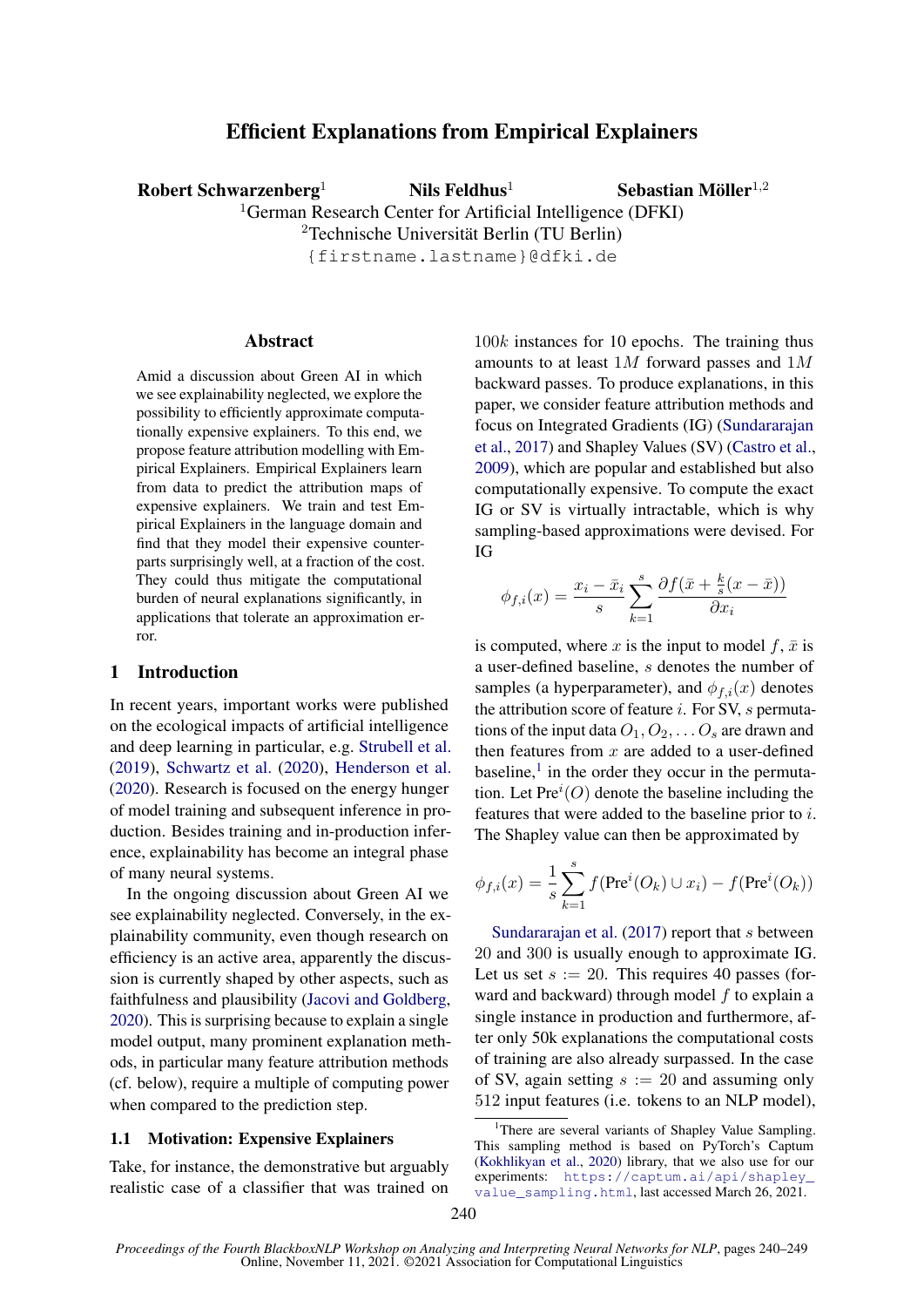# Efficient Explanations from Empirical Explainers

**Robert Schwarzenberg**[1] **Nils Feldhus**[1] **Sebastian Möller**[1,2]

[1]German Research Center for Artificial Intelligence (DFKI)

[2]Technische Universität Berlin (TU Berlin)

{firstname.lastname}@dfki.de

## Abstract

Amid a discussion about Green AI in which we see explainability neglected, we explore the possibility to efficiently approximate computationally expensive explainers. To this end, we propose feature attribution modelling with Empirical Explainers. Empirical Explainers learn from data to predict the attribution maps of expensive explainers. We train and test Empirical Explainers in the language domain and find that they model their expensive counterparts surprisingly well, at a fraction of the cost. They could thus mitigate the computational burden of neural explanations significantly, in applications that tolerate an approximation error.

## 1 Introduction

In recent years, important works were published on the ecological impacts of artificial intelligence and deep learning in particular, e.g. Strubell et al. (2019), Schwartz et al. (2020), Henderson et al. (2020). Research is focused on the energy hunger of model training and subsequent inference in production. Besides training and in-production inference, explainability has become an integral phase of many neural systems.

In the ongoing discussion about Green AI we see explainability neglected. Conversely, in the explainability community, even though research on efficiency is an active area, apparently the discussion is currently shaped by other aspects, such as faithfulness and plausibility (Jacovi and Goldberg, 2020). This is surprising because to explain a single model output, many prominent explanation methods, in particular many feature attribution methods (cf. below), require a multiple of computing power when compared to the prediction step.

### 1.1 Motivation: Expensive Explainers

Take, for instance, the demonstrative but arguably realistic case of a classifier that was trained on $100k$ instances for 10 epochs. The training thus amounts to at least $1M$ forward passes and $1M$ backward passes. To produce explanations, in this paper, we consider feature attribution methods and focus on Integrated Gradients (IG) (Sundararajan et al., 2017) and Shapley Values (SV) (Castro et al., 2009), which are popular and established but also computationally expensive. To compute the exact IG or SV is virtually intractable, which is why sampling-based approximations were devised. For IG

$$\phi_{f,i}(x) = \frac{x_i - \bar{x}_i}{s} \sum_{k=1}^{s} \frac{\partial f(\bar{x} + \frac{k}{s}(x - \bar{x}))}{\partial x_i}$$

is computed, where $x$ is the input to model $f$, $\bar{x}$ is a user-defined baseline, $s$ denotes the number of samples (a hyperparameter), and $\phi_{f,i}(x)$ denotes the attribution score of feature $i$. For SV, $s$ permutations of the input data $O_1, O_2, \ldots O_s$ are drawn and then features from $x$ are added to a user-defined baseline,[1] in the order they occur in the permutation. Let $\text{Pre}^i(O)$ denote the baseline including the features that were added to the baseline prior to $i$. The Shapley value can then be approximated by

$$\phi_{f,i}(x) = \frac{1}{s} \sum_{k=1}^{s} f(\text{Pre}^i(O_k) \cup x_i) - f(\text{Pre}^i(O_k))$$

Sundararajan et al. (2017) report that $s$ between 20 and 300 is usually enough to approximate IG. Let us set $s := 20$. This requires 40 passes (forward and backward) through model $f$ to explain a single instance in production and furthermore, after only 50k explanations the computational costs of training are also already surpassed. In the case of SV, again setting $s := 20$ and assuming only 512 input features (i.e. tokens to an NLP model),

[1]There are several variants of Shapley Value Sampling. This sampling method is based on PyTorch's Captum (Kokhlikyan et al., 2020) library, that we also use for our experiments: https://captum.ai/api/shapley_value_sampling.html, last accessed March 26, 2021.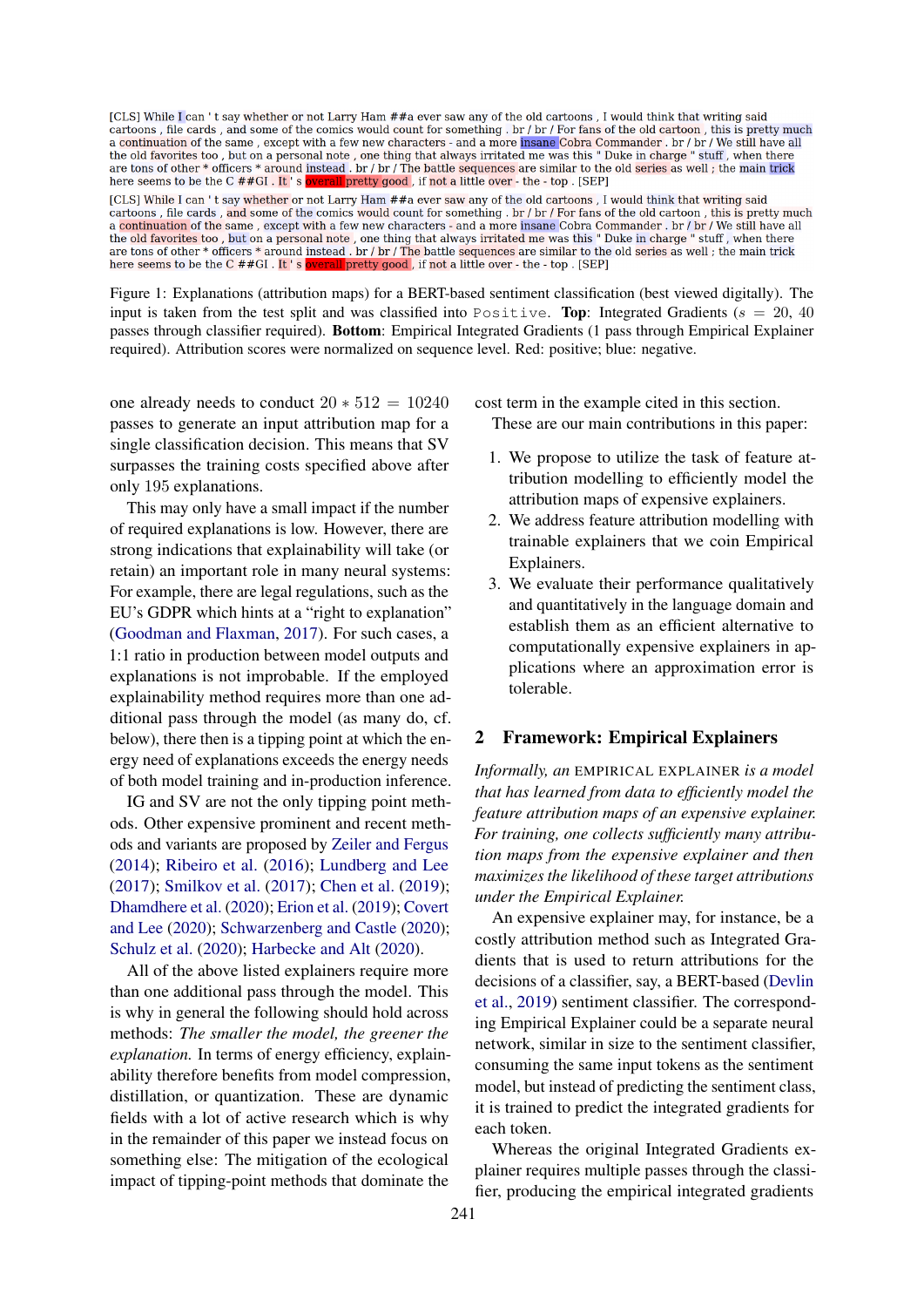[CLS] While I can ' t say whether or not Larry Ham ##a ever saw any of the old cartoons , I would think that writing said cartoons , file cards , and some of the comics would count for something . br / br / For fans of the old cartoon , this is pretty much a continuation of the same , except with a few new characters - and a more insane Cobra Commander . br / br / We still have all the old favorites too , but on a personal note , one thing that always irritated me was this " Duke in charge " stuff , when there are tons of other * officers * around instead . br / br / The battle sequences are similar to the old series as well ; the main trick here seems to be the C ##GI . It ' s overall pretty good , if not a little over - the - top . [SEP]

[CLS] While I can ' t say whether or not Larry Ham ##a ever saw any of the old cartoons , I would think that writing said cartoons , file cards , and some of the comics would count for something . br / br / For fans of the old cartoon , this is pretty much a continuation of the same , except with a few new characters - and a more insane Cobra Commander . br / br / We still have all the old favorites too , but on a personal note , one thing that always irritated me was this " Duke in charge " stuff , when there are tons of other * officers * around instead . br / br / The battle sequences are similar to the old series as well ; the main trick here seems to be the C ##GI . It ' s overall pretty good , if not a little over - the - top . [SEP]

Figure 1: Explanations (attribution maps) for a BERT-based sentiment classification (best viewed digitally). The input is taken from the test split and was classified into Positive. **Top**: Integrated Gradients ($s = 20$, 40 passes through classifier required). **Bottom**: Empirical Integrated Gradients (1 pass through Empirical Explainer required). Attribution scores were normalized on sequence level. Red: positive; blue: negative.

one already needs to conduct $20 * 512 = 10240$ passes to generate an input attribution map for a single classification decision. This means that SV surpasses the training costs specified above after only 195 explanations.

This may only have a small impact if the number of required explanations is low. However, there are strong indications that explainability will take (or retain) an important role in many neural systems: For example, there are legal regulations, such as the EU's GDPR which hints at a "right to explanation" (Goodman and Flaxman, 2017). For such cases, a 1:1 ratio in production between model outputs and explanations is not improbable. If the employed explainability method requires more than one additional pass through the model (as many do, cf. below), there then is a tipping point at which the energy need of explanations exceeds the energy needs of both model training and in-production inference.

IG and SV are not the only tipping point methods. Other expensive prominent and recent methods and variants are proposed by Zeiler and Fergus (2014); Ribeiro et al. (2016); Lundberg and Lee (2017); Smilkov et al. (2017); Chen et al. (2019); Dhamdhere et al. (2020); Erion et al. (2019); Covert and Lee (2020); Schwarzenberg and Castle (2020); Schulz et al. (2020); Harbecke and Alt (2020).

All of the above listed explainers require more than one additional pass through the model. This is why in general the following should hold across methods: *The smaller the model, the greener the explanation.* In terms of energy efficiency, explainability therefore benefits from model compression, distillation, or quantization. These are dynamic fields with a lot of active research which is why in the remainder of this paper we instead focus on something else: The mitigation of the ecological impact of tipping-point methods that dominate the cost term in the example cited in this section.

These are our main contributions in this paper:

1. We propose to utilize the task of feature attribution modelling to efficiently model the attribution maps of expensive explainers.
2. We address feature attribution modelling with trainable explainers that we coin Empirical Explainers.
3. We evaluate their performance qualitatively and quantitatively in the language domain and establish them as an efficient alternative to computationally expensive explainers in applications where an approximation error is tolerable.

## 2 Framework: Empirical Explainers

*Informally, an* EMPIRICAL EXPLAINER *is a model that has learned from data to efficiently model the feature attribution maps of an expensive explainer. For training, one collects sufficiently many attribution maps from the expensive explainer and then maximizes the likelihood of these target attributions under the Empirical Explainer.*

An expensive explainer may, for instance, be a costly attribution method such as Integrated Gradients that is used to return attributions for the decisions of a classifier, say, a BERT-based (Devlin et al., 2019) sentiment classifier. The corresponding Empirical Explainer could be a separate neural network, similar in size to the sentiment classifier, consuming the same input tokens as the sentiment model, but instead of predicting the sentiment class, it is trained to predict the integrated gradients for each token.

Whereas the original Integrated Gradients explainer requires multiple passes through the classifier, producing the empirical integrated gradients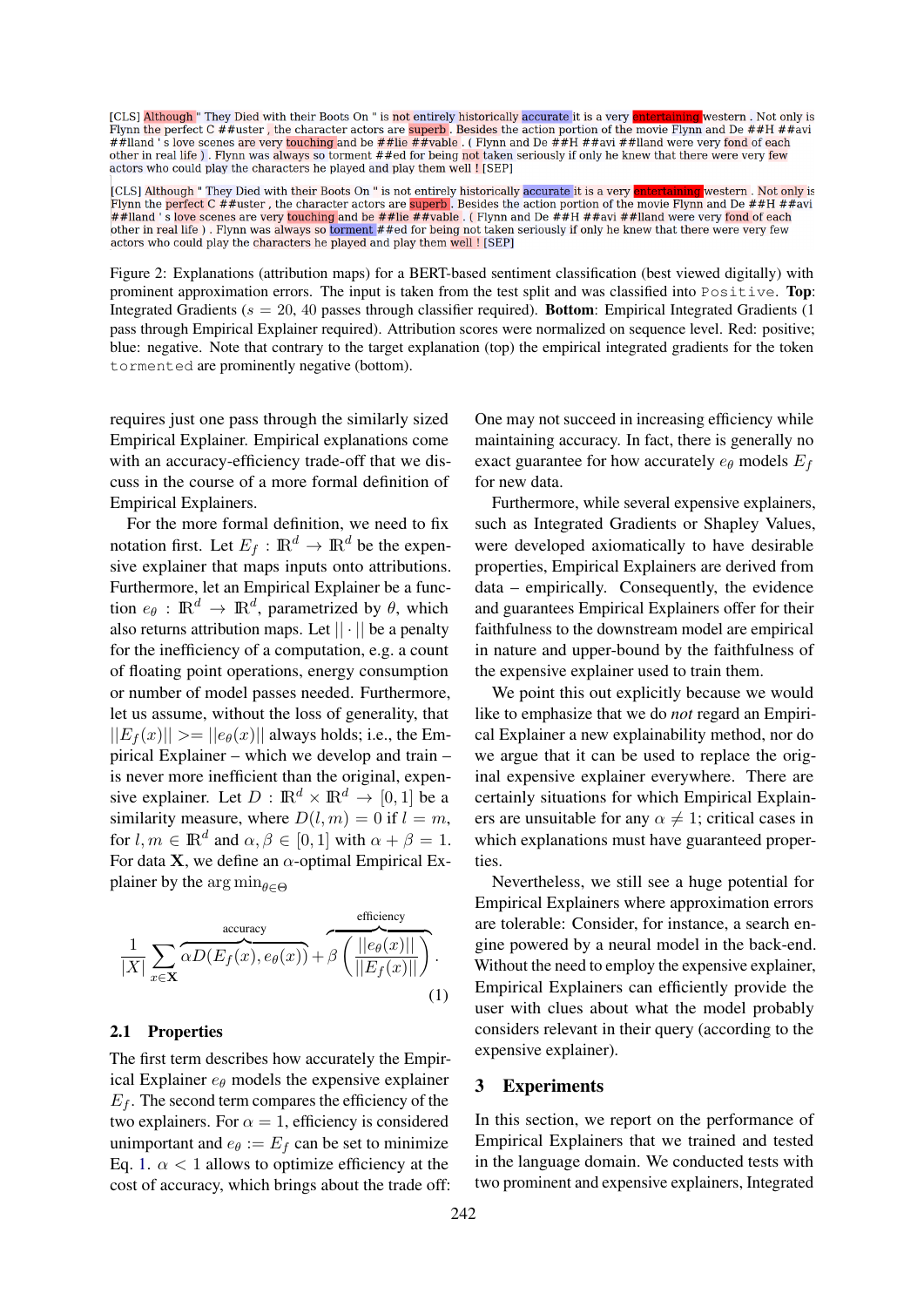[CLS] Although " They Died with their Boots On " is not entirely historically accurate it is a very entertaining western . Not only is Flynn the perfect C ##uster , the character actors are superb . Besides the action portion of the movie Flynn and De ##H ##avi ##lland ' s love scenes are very touching and be ##lie ##vable . ( Flynn and De ##H ##avi ##lland were very fond of each other in real life ) . Flynn was always so torment ##ed for being not taken seriously if only he knew that there were very few actors who could play the characters he played and play them well ! [SEP]

[CLS] Although " They Died with their Boots On " is not entirely historically accurate it is a very entertaining western . Not only is Flynn the perfect C ##uster , the character actors are superb . Besides the action portion of the movie Flynn and De ##H ##avi ##lland ' s love scenes are very touching and be ##lie ##vable . ( Flynn and De ##H ##avi ##lland were very fond of each other in real life ) . Flynn was always so torment ##ed for being not taken seriously if only he knew that there were very few actors who could play the characters he played and play them well ! [SEP]

Figure 2: Explanations (attribution maps) for a BERT-based sentiment classification (best viewed digitally) with prominent approximation errors. The input is taken from the test split and was classified into `Positive`. **Top**: Integrated Gradients ($s = 20, 40$ passes through classifier required). **Bottom**: Empirical Integrated Gradients (1 pass through Empirical Explainer required). Attribution scores were normalized on sequence level. Red: positive; blue: negative. Note that contrary to the target explanation (top) the empirical integrated gradients for the token `tormented` are prominently negative (bottom).

requires just one pass through the similarly sized Empirical Explainer. Empirical explanations come with an accuracy-efficiency trade-off that we discuss in the course of a more formal definition of Empirical Explainers.

For the more formal definition, we need to fix notation first. Let $E_f : \mathbb{R}^d \rightarrow \mathbb{R}^d$ be the expensive explainer that maps inputs onto attributions. Furthermore, let an Empirical Explainer be a function $e_\theta : \mathbb{R}^d \rightarrow \mathbb{R}^d$, parametrized by $\theta$, which also returns attribution maps. Let $||\cdot||$ be a penalty for the inefficiency of a computation, e.g. a count of floating point operations, energy consumption or number of model passes needed. Furthermore, let us assume, without the loss of generality, that $||E_f(x)|| >= ||e_\theta(x)||$ always holds; i.e., the Empirical Explainer – which we develop and train – is never more inefficient than the original, expensive explainer. Let $D : \mathbb{R}^d \times \mathbb{R}^d \rightarrow [0, 1]$ be a similarity measure, where $D(l, m) = 0$ if $l = m$, for $l, m \in \mathbb{R}^d$ and $\alpha, \beta \in [0, 1]$ with $\alpha + \beta = 1$. For data $\mathbf{X}$, we define an $\alpha$-optimal Empirical Explainer by the $\arg\min_{\theta \in \Theta}$

$$\frac{1}{|X|} \sum_{x \in \mathbf{X}} \overbrace{\alpha D(E_f(x), e_\theta(x))}^{\text{accuracy}} + \beta \overbrace{\left(\frac{||e_\theta(x)||}{||E_f(x)||}\right)}^{\text{efficiency}}. \tag{1}$$

## 2.1 Properties

The first term describes how accurately the Empirical Explainer $e_\theta$ models the expensive explainer $E_f$. The second term compares the efficiency of the two explainers. For $\alpha = 1$, efficiency is considered unimportant and $e_\theta := E_f$ can be set to minimize Eq. 1. $\alpha < 1$ allows to optimize efficiency at the cost of accuracy, which brings about the trade off: One may not succeed in increasing efficiency while maintaining accuracy. In fact, there is generally no exact guarantee for how accurately $e_\theta$ models $E_f$ for new data.

Furthermore, while several expensive explainers, such as Integrated Gradients or Shapley Values, were developed axiomatically to have desirable properties, Empirical Explainers are derived from data – empirically. Consequently, the evidence and guarantees Empirical Explainers offer for their faithfulness to the downstream model are empirical in nature and upper-bound by the faithfulness of the expensive explainer used to train them.

We point this out explicitly because we would like to emphasize that we do *not* regard an Empirical Explainer a new explainability method, nor do we argue that it can be used to replace the original expensive explainer everywhere. There are certainly situations for which Empirical Explainers are unsuitable for any $\alpha \neq 1$; critical cases in which explanations must have guaranteed properties.

Nevertheless, we still see a huge potential for Empirical Explainers where approximation errors are tolerable: Consider, for instance, a search engine powered by a neural model in the back-end. Without the need to employ the expensive explainer, Empirical Explainers can efficiently provide the user with clues about what the model probably considers relevant in their query (according to the expensive explainer).

# 3 Experiments

In this section, we report on the performance of Empirical Explainers that we trained and tested in the language domain. We conducted tests with two prominent and expensive explainers, Integrated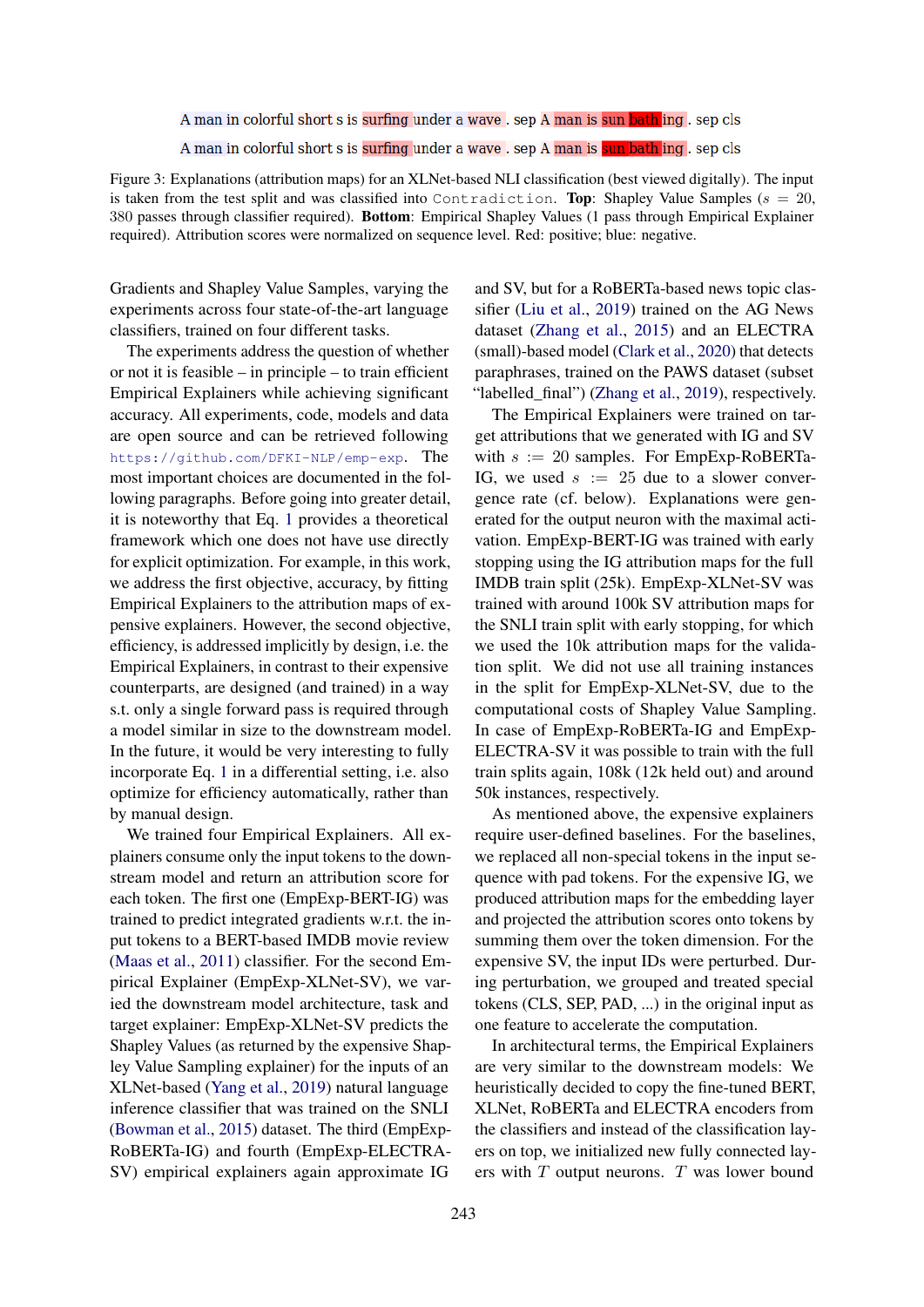A man in colorful short s is surfing under a wave . sep A man is sun bath ing . sep cls

A man in colorful short s is surfing under a wave . sep A man is sun bath ing . sep cls

Figure 3: Explanations (attribution maps) for an XLNet-based NLI classification (best viewed digitally). The input is taken from the test split and was classified into `Contradiction`. **Top**: Shapley Value Samples ($s = 20$, 380 passes through classifier required). **Bottom**: Empirical Shapley Values (1 pass through Empirical Explainer required). Attribution scores were normalized on sequence level. Red: positive; blue: negative.

Gradients and Shapley Value Samples, varying the experiments across four state-of-the-art language classifiers, trained on four different tasks.

The experiments address the question of whether or not it is feasible – in principle – to train efficient Empirical Explainers while achieving significant accuracy. All experiments, code, models and data are open source and can be retrieved following https://github.com/DFKI-NLP/emp-exp. The most important choices are documented in the following paragraphs. Before going into greater detail, it is noteworthy that Eq. 1 provides a theoretical framework which one does not have directly for explicit optimization. For example, in this work, we address the first objective, accuracy, by fitting Empirical Explainers to the attribution maps of expensive explainers. However, the second objective, efficiency, is addressed implicitly by design, i.e. the Empirical Explainers, in contrast to their expensive counterparts, are designed (and trained) in a way s.t. only a single forward pass is required through a model similar in size to the downstream model. In the future, it would be very interesting to fully incorporate Eq. 1 in a differential setting, i.e. also optimize for efficiency automatically, rather than by manual design.

We trained four Empirical Explainers. All explainers consume only the input tokens to the downstream model and return an attribution score for each token. The first one (EmpExp-BERT-IG) was trained to predict integrated gradients w.r.t. the input tokens to a BERT-based IMDB movie review (Maas et al., 2011) classifier. For the second Empirical Explainer (EmpExp-XLNet-SV), we varied the downstream model architecture, task and target explainer: EmpExp-XLNet-SV predicts the Shapley Values (as returned by the expensive Shapley Value Sampling explainer) for the inputs of an XLNet-based (Yang et al., 2019) natural language inference classifier that was trained on the SNLI (Bowman et al., 2015) dataset. The third (EmpExp-RoBERTa-IG) and fourth (EmpExp-ELECTRA-SV) empirical explainers again approximate IG and SV, but for a RoBERTa-based news topic classifier (Liu et al., 2019) trained on the AG News dataset (Zhang et al., 2015) and an ELECTRA (small)-based model (Clark et al., 2020) that detects paraphrases, trained on the PAWS dataset (subset "labelled_final") (Zhang et al., 2019), respectively.

The Empirical Explainers were trained on target attributions that we generated with IG and SV with $s := 20$ samples. For EmpExp-RoBERTa-IG, we used $s := 25$ due to a slower convergence rate (cf. below). Explanations were generated for the output neuron with the maximal activation. EmpExp-BERT-IG was trained with early stopping using the IG attribution maps for the full IMDB train split (25k). EmpExp-XLNet-SV was trained with around 100k SV attribution maps for the SNLI train split with early stopping, for which we used the 10k attribution maps for the validation split. We did not use all training instances in the split for EmpExp-XLNet-SV, due to the computational costs of Shapley Value Sampling. In case of EmpExp-RoBERTa-IG and EmpExp-ELECTRA-SV it was possible to train with the full train splits again, 108k (12k held out) and around 50k instances, respectively.

As mentioned above, the expensive explainers require user-defined baselines. For the baselines, we replaced all non-special tokens in the input sequence with pad tokens. For the expensive IG, we produced attribution maps for the embedding layer and projected the attribution scores onto tokens by summing them over the token dimension. For the expensive SV, the input IDs were perturbed. During perturbation, we grouped and treated special tokens (CLS, SEP, PAD, ...) in the original input as one feature to accelerate the computation.

In architectural terms, the Empirical Explainers are very similar to the downstream models: We heuristically decided to copy the fine-tuned BERT, XLNet, RoBERTa and ELECTRA encoders from the classifiers and instead of the classification layers on top, we initialized new fully connected layers with $T$ output neurons. $T$ was lower bound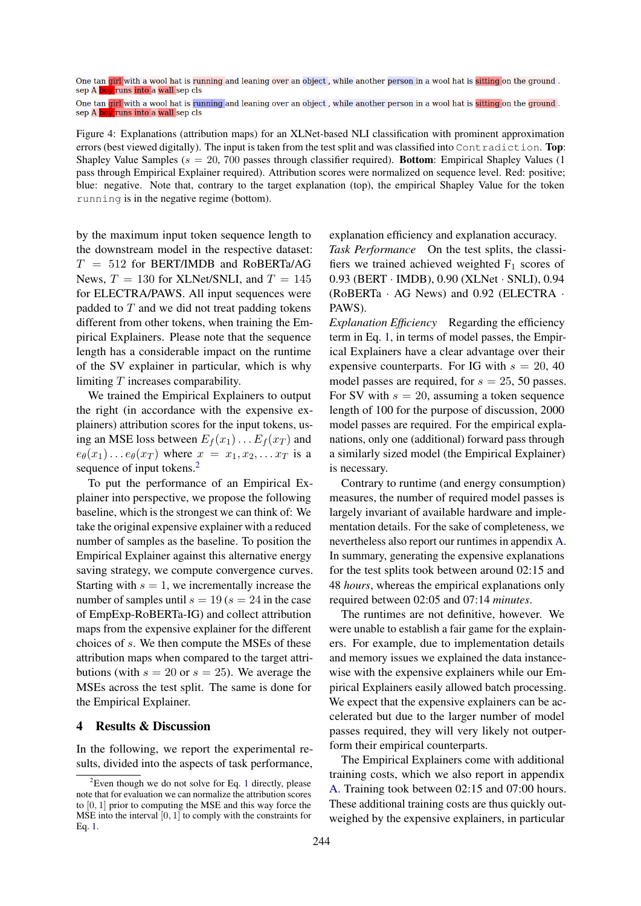One tan girl with a wool hat is running and leaning over an object , while another person in a wool hat is sitting on the ground .
sep A boy runs into a wall sep cls

One tan girl with a wool hat is running and leaning over an object , while another person in a wool hat is sitting on the ground .
sep A boy runs into a wall sep cls

Figure 4: Explanations (attribution maps) for an XLNet-based NLI classification with prominent approximation errors (best viewed digitally). The input is taken from the test split and was classified into `Contradiction`. **Top**: Shapley Value Samples ($s = 20$, 700 passes through classifier required). **Bottom**: Empirical Shapley Values (1 pass through Empirical Explainer required). Attribution scores were normalized on sequence level. Red: positive; blue: negative. Note that, contrary to the target explanation (top), the empirical Shapley Value for the token `running` is in the negative regime (bottom).

by the maximum input token sequence length to the downstream model in the respective dataset: $T = 512$ for BERT/IMDB and RoBERTa/AG News, $T = 130$ for XLNet/SNLI, and $T = 145$ for ELECTRA/PAWS. All input sequences were padded to $T$ and we did not treat padding tokens different from other tokens, when training the Empirical Explainers. Please note that the sequence length has a considerable impact on the runtime of the SV explainer in particular, which is why limiting $T$ increases comparability.

We trained the Empirical Explainers to output the right (in accordance with the expensive explainers) attribution scores for the input tokens, using an MSE loss between $E_f(x_1) \ldots E_f(x_T)$ and $e_\theta(x_1) \ldots e_\theta(x_T)$ where $x = x_1, x_2, \ldots x_T$ is a sequence of input tokens.[2]

To put the performance of an Empirical Explainer into perspective, we propose the following baseline, which is the strongest we can think of: We take the original expensive explainer with a reduced number of samples as the baseline. To position the Empirical Explainer against this alternative energy saving strategy, we compute convergence curves. Starting with $s = 1$, we incrementally increase the number of samples until $s = 19$ ($s = 24$ in the case of EmpExp-RoBERTa-IG) and collect attribution maps from the expensive explainer for the different choices of $s$. We then compute the MSEs of these attribution maps when compared to the target attributions (with $s = 20$ or $s = 25$). We average the MSEs across the test split. The same is done for the Empirical Explainer.

## 4 Results & Discussion

In the following, we report the experimental results, divided into the aspects of task performance, explanation efficiency and explanation accuracy.

*Task Performance* On the test splits, the classifiers we trained achieved weighted $F_1$ scores of 0.93 (BERT · IMDB), 0.90 (XLNet · SNLI), 0.94 (RoBERTa · AG News) and 0.92 (ELECTRA · PAWS).

*Explanation Efficiency* Regarding the efficiency term in Eq. 1, in terms of model passes, the Empirical Explainers have a clear advantage over their expensive counterparts. For IG with $s = 20$, 40 model passes are required, for $s = 25$, 50 passes. For SV with $s = 20$, assuming a token sequence length of 100 for the purpose of discussion, 2000 model passes are required. For the empirical explanations, only one (additional) forward pass through a similarly sized model (the Empirical Explainer) is necessary.

Contrary to runtime (and energy consumption) measures, the number of required model passes is largely invariant of available hardware and implementation details. For the sake of completeness, we nevertheless also report our runtimes in appendix A. In summary, generating the expensive explanations for the test splits took between around 02:15 and 48 *hours*, whereas the empirical explanations only required between 02:05 and 07:14 *minutes*.

The runtimes are not definitive, however. We were unable to establish a fair game for the explainers. For example, due to implementation details and memory issues we explained the data instance-wise with the expensive explainers while our Empirical Explainers easily allowed batch processing. We expect that the expensive explainers can be accelerated but due to the larger number of model passes required, they will very likely not outperform their empirical counterparts.

The Empirical Explainers come with additional training costs, which we also report in appendix A. Training took between 02:15 and 07:00 hours. These additional training costs are thus quickly outweighed by the expensive explainers, in particular

[2] Even though we do not solve for Eq. 1 directly, please note that for evaluation we can normalize the attribution scores to $[0, 1]$ prior to computing the MSE and this way force the MSE into the interval $[0, 1]$ to comply with the constraints for Eq. 1.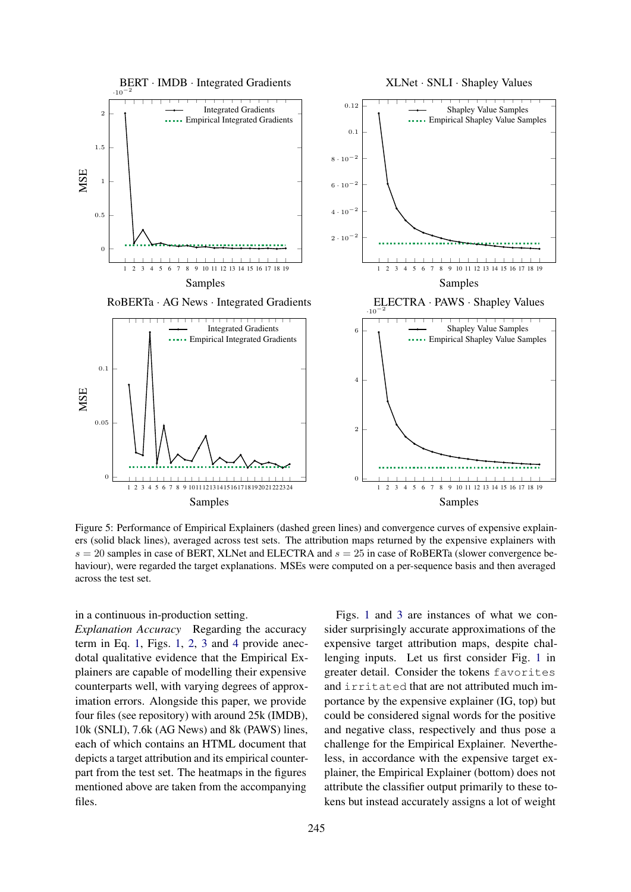Figure 5: Performance of Empirical Explainers (dashed green lines) and convergence curves of expensive explainers (solid black lines), averaged across test sets. The attribution maps returned by the expensive explainers with $s = 20$ samples in case of BERT, XLNet and ELECTRA and $s = 25$ in case of RoBERTa (slower convergence behaviour), were regarded the target explanations. MSEs were computed on a per-sequence basis and then averaged across the test set.

in a continuous in-production setting.

*Explanation Accuracy* Regarding the accuracy term in Eq. 1, Figs. 1, 2, 3 and 4 provide anecdotal qualitative evidence that the Empirical Explainers are capable of modelling their expensive counterparts well, with varying degrees of approximation errors. Alongside this paper, we provide four files (see repository) with around 25k (IMDB), 10k (SNLI), 7.6k (AG News) and 8k (PAWS) lines, each of which contains an HTML document that depicts a target attribution and its empirical counterpart from the test set. The heatmaps in the figures mentioned above are taken from the accompanying files.

Figs. 1 and 3 are instances of what we consider surprisingly accurate approximations of the expensive target attribution maps, despite challenging inputs. Let us first consider Fig. 1 in greater detail. Consider the tokens `favorites` and `irritated` that are not attributed much importance by the expensive explainer (IG, top) but could be considered signal words for the positive and negative class, respectively and thus pose a challenge for the Empirical Explainer. Nevertheless, in accordance with the expensive target explainer, the Empirical Explainer (bottom) does not attribute the classifier output primarily to these tokens but instead accurately assigns a lot of weight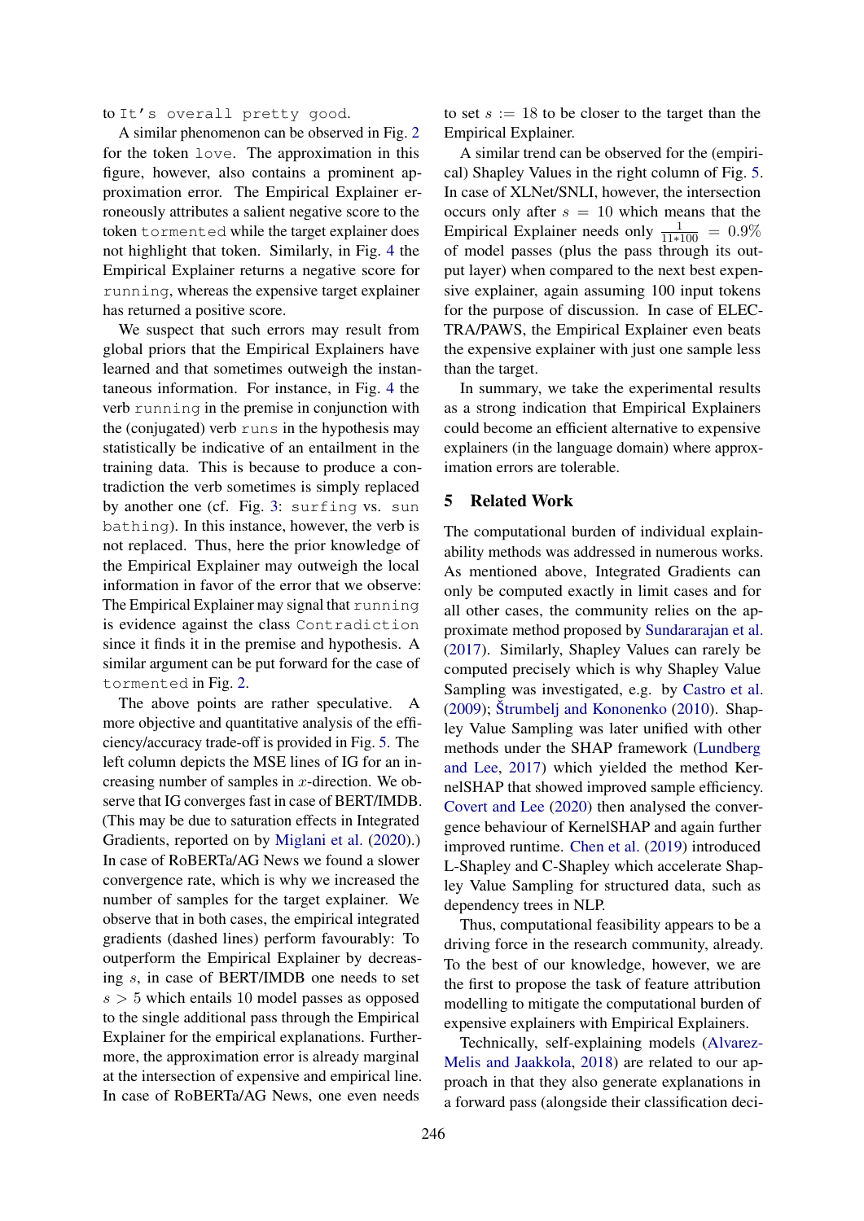to `It's overall pretty good`.

A similar phenomenon can be observed in Fig. 2 for the token `love`. The approximation in this figure, however, also contains a prominent approximation error. The Empirical Explainer erroneously attributes a salient negative score to the token `tormented` while the target explainer does not highlight that token. Similarly, in Fig. 4 the Empirical Explainer returns a negative score for `running`, whereas the expensive target explainer has returned a positive score.

We suspect that such errors may result from global priors that the Empirical Explainers have learned and that sometimes outweigh the instantaneous information. For instance, in Fig. 4 the verb `running` in the premise in conjunction with the (conjugated) verb `runs` in the hypothesis may statistically be indicative of an entailment in the training data. This is because to produce a contradiction the verb sometimes is simply replaced by another one (cf. Fig. 3: `surfing` vs. `sun bathing`). In this instance, however, the verb is not replaced. Thus, here the prior knowledge of the Empirical Explainer may outweigh the local information in favor of the error that we observe: The Empirical Explainer may signal that `running` is evidence against the class `Contradiction` since it finds it in the premise and hypothesis. A similar argument can be put forward for the case of `tormented` in Fig. 2.

The above points are rather speculative. A more objective and quantitative analysis of the efficiency/accuracy trade-off is provided in Fig. 5. The left column depicts the MSE lines of IG for an increasing number of samples in $x$-direction. We observe that IG converges fast in case of BERT/IMDB. (This may be due to saturation effects in Integrated Gradients, reported on by Miglani et al. (2020).) In case of RoBERTa/AG News we found a slower convergence rate, which is why we increased the number of samples for the target explainer. We observe that in both cases, the empirical integrated gradients (dashed lines) perform favourably: To outperform the Empirical Explainer by decreasing $s$, in case of BERT/IMDB one needs to set $s > 5$ which entails 10 model passes as opposed to the single additional pass through the Empirical Explainer for the empirical explanations. Furthermore, the approximation error is already marginal at the intersection of expensive and empirical line. In case of RoBERTa/AG News, one even needs to set $s := 18$ to be closer to the target than the Empirical Explainer.

A similar trend can be observed for the (empirical) Shapley Values in the right column of Fig. 5. In case of XLNet/SNLI, however, the intersection occurs only after $s = 10$ which means that the Empirical Explainer needs only $\frac{1}{11*100} = 0.9\%$ of model passes (plus the pass through its output layer) when compared to the next best expensive explainer, again assuming 100 input tokens for the purpose of discussion. In case of ELECTRA/PAWS, the Empirical Explainer even beats the expensive explainer with just one sample less than the target.

In summary, we take the experimental results as a strong indication that Empirical Explainers could become an efficient alternative to expensive explainers (in the language domain) where approximation errors are tolerable.

## 5 Related Work

The computational burden of individual explainability methods was addressed in numerous works. As mentioned above, Integrated Gradients can only be computed exactly in limit cases and for all other cases, the community relies on the approximate method proposed by Sundararajan et al. (2017). Similarly, Shapley Values can rarely be computed precisely which is why Shapley Value Sampling was investigated, e.g. by Castro et al. (2009); Štrumbelj and Kononenko (2010). Shapley Value Sampling was later unified with other methods under the SHAP framework (Lundberg and Lee, 2017) which yielded the method KernelSHAP that showed improved sample efficiency. Covert and Lee (2020) then analysed the convergence behaviour of KernelSHAP and again further improved runtime. Chen et al. (2019) introduced L-Shapley and C-Shapley which accelerate Shapley Value Sampling for structured data, such as dependency trees in NLP.

Thus, computational feasibility appears to be a driving force in the research community, already. To the best of our knowledge, however, we are the first to propose the task of feature attribution modelling to mitigate the computational burden of expensive explainers with Empirical Explainers.

Technically, self-explaining models (Alvarez-Melis and Jaakkola, 2018) are related to our approach in that they also generate explanations in a forward pass (alongside their classification deci-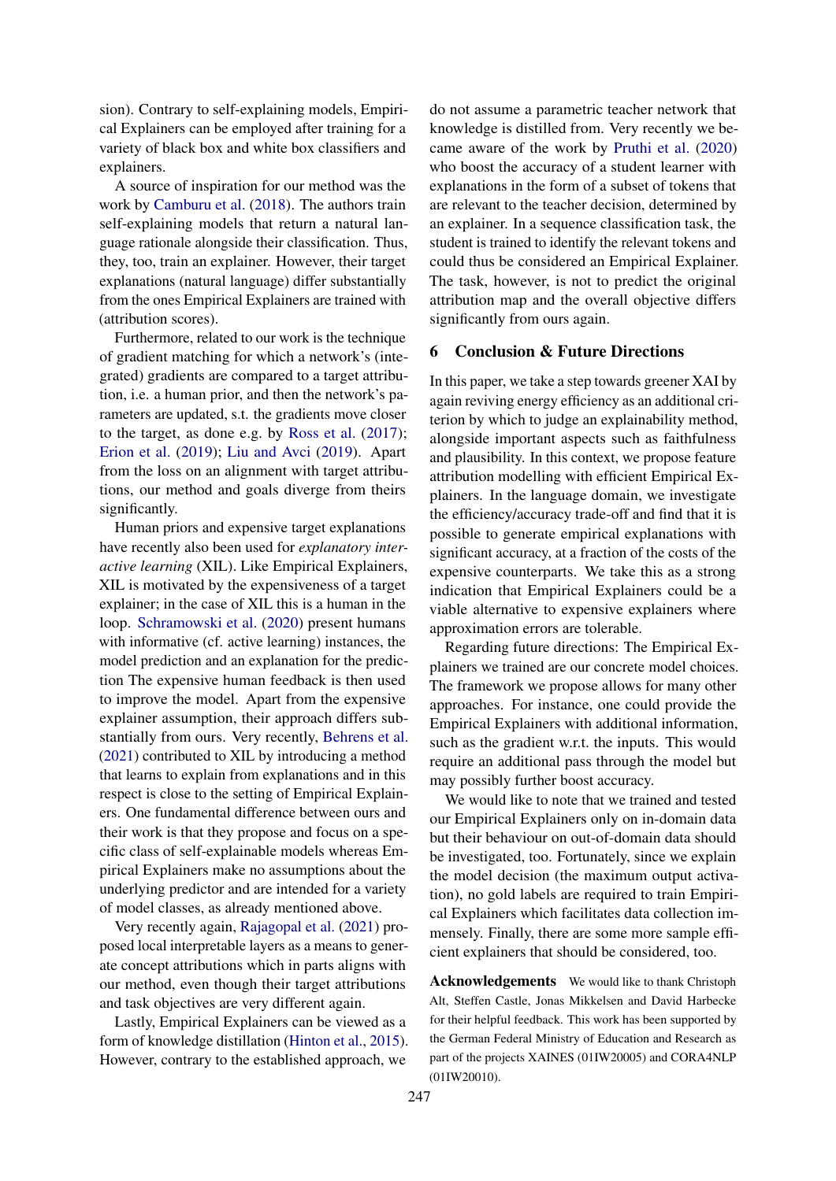sion). Contrary to self-explaining models, Empirical Explainers can be employed after training for a variety of black box and white box classifiers and explainers.

A source of inspiration for our method was the work by Camburu et al. (2018). The authors train self-explaining models that return a natural language rationale alongside their classification. Thus, they, too, train an explainer. However, their target explanations (natural language) differ substantially from the ones Empirical Explainers are trained with (attribution scores).

Furthermore, related to our work is the technique of gradient matching for which a network's (integrated) gradients are compared to a target attribution, i.e. a human prior, and then the network's parameters are updated, s.t. the gradients move closer to the target, as done e.g. by Ross et al. (2017); Erion et al. (2019); Liu and Avci (2019). Apart from the loss on an alignment with target attributions, our method and goals diverge from theirs significantly.

Human priors and expensive target explanations have recently also been used for *explanatory interactive learning* (XIL). Like Empirical Explainers, XIL is motivated by the expensiveness of a target explainer; in the case of XIL this is a human in the loop. Schramowski et al. (2020) present humans with informative (cf. active learning) instances, the model prediction and an explanation for the prediction The expensive human feedback is then used to improve the model. Apart from the expensive explainer assumption, their approach differs substantially from ours. Very recently, Behrens et al. (2021) contributed to XIL by introducing a method that learns to explain from explanations and in this respect is close to the setting of Empirical Explainers. One fundamental difference between ours and their work is that they propose and focus on a specific class of self-explainable models whereas Empirical Explainers make no assumptions about the underlying predictor and are intended for a variety of model classes, as already mentioned above.

Very recently again, Rajagopal et al. (2021) proposed local interpretable layers as a means to generate concept attributions which in parts aligns with our method, even though their target attributions and task objectives are very different again.

Lastly, Empirical Explainers can be viewed as a form of knowledge distillation (Hinton et al., 2015). However, contrary to the established approach, we do not assume a parametric teacher network that knowledge is distilled from. Very recently we became aware of the work by Pruthi et al. (2020) who boost the accuracy of a student learner with explanations in the form of a subset of tokens that are relevant to the teacher decision, determined by an explainer. In a sequence classification task, the student is trained to identify the relevant tokens and could thus be considered an Empirical Explainer. The task, however, is not to predict the original attribution map and the overall objective differs significantly from ours again.

## 6 Conclusion & Future Directions

In this paper, we take a step towards greener XAI by again reviving energy efficiency as an additional criterion by which to judge an explainability method, alongside important aspects such as faithfulness and plausibility. In this context, we propose feature attribution modelling with efficient Empirical Explainers. In the language domain, we investigate the efficiency/accuracy trade-off and find that it is possible to generate empirical explanations with significant accuracy, at a fraction of the costs of the expensive counterparts. We take this as a strong indication that Empirical Explainers could be a viable alternative to expensive explainers where approximation errors are tolerable.

Regarding future directions: The Empirical Explainers we trained are our concrete model choices. The framework we propose allows for many other approaches. For instance, one could provide the Empirical Explainers with additional information, such as the gradient w.r.t. the inputs. This would require an additional pass through the model but may possibly further boost accuracy.

We would like to note that we trained and tested our Empirical Explainers only on in-domain data but their behaviour on out-of-domain data should be investigated, too. Fortunately, since we explain the model decision (the maximum output activation), no gold labels are required to train Empirical Explainers which facilitates data collection immensely. Finally, there are some more sample efficient explainers that should be considered, too.

**Acknowledgements** We would like to thank Christoph Alt, Steffen Castle, Jonas Mikkelsen and David Harbecke for their helpful feedback. This work has been supported by the German Federal Ministry of Education and Research as part of the projects XAINES (01IW20005) and CORA4NLP (01IW20010).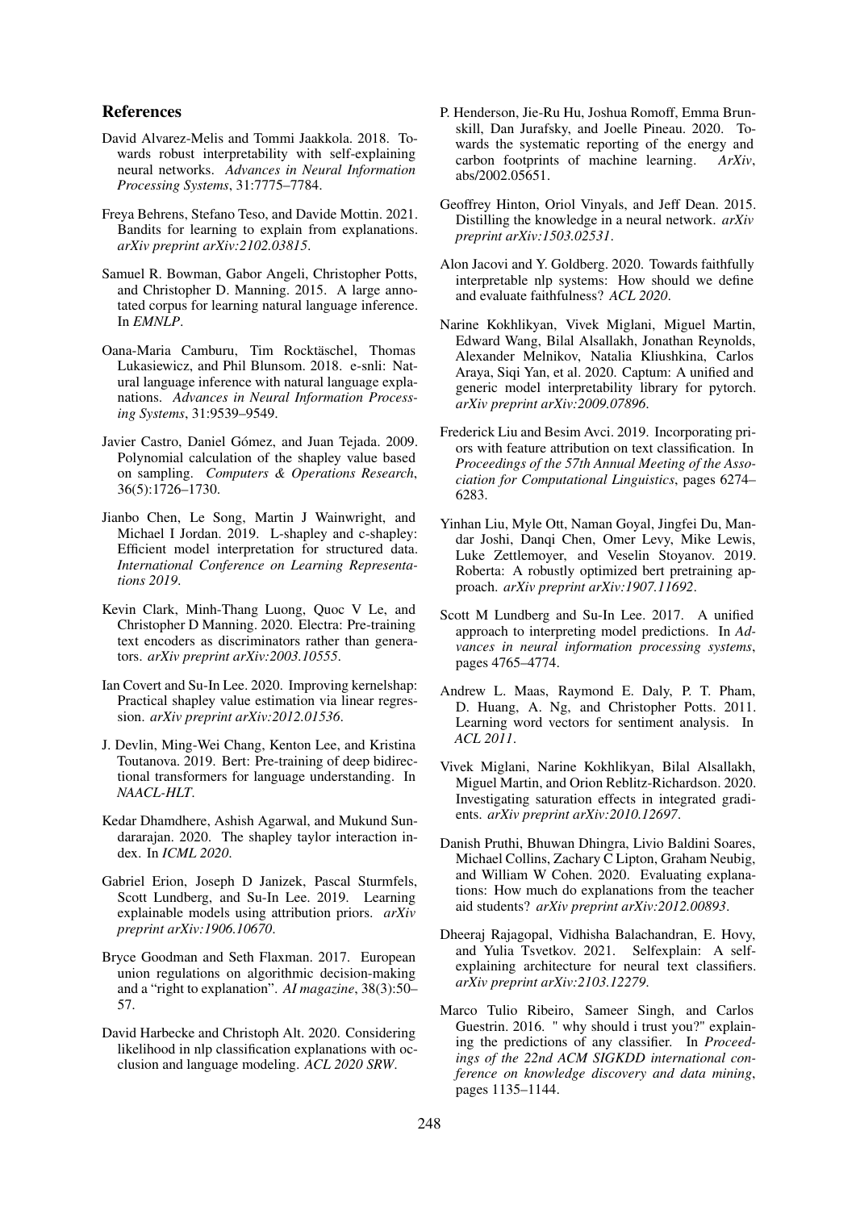## References

David Alvarez-Melis and Tommi Jaakkola. 2018. Towards robust interpretability with self-explaining neural networks. *Advances in Neural Information Processing Systems*, 31:7775–7784.

Freya Behrens, Stefano Teso, and Davide Mottin. 2021. Bandits for learning to explain from explanations. *arXiv preprint arXiv:2102.03815*.

Samuel R. Bowman, Gabor Angeli, Christopher Potts, and Christopher D. Manning. 2015. A large annotated corpus for learning natural language inference. In *EMNLP*.

Oana-Maria Camburu, Tim Rocktäschel, Thomas Lukasiewicz, and Phil Blunsom. 2018. e-snli: Natural language inference with natural language explanations. *Advances in Neural Information Processing Systems*, 31:9539–9549.

Javier Castro, Daniel Gómez, and Juan Tejada. 2009. Polynomial calculation of the shapley value based on sampling. *Computers & Operations Research*, 36(5):1726–1730.

Jianbo Chen, Le Song, Martin J Wainwright, and Michael I Jordan. 2019. L-shapley and c-shapley: Efficient model interpretation for structured data. *International Conference on Learning Representations 2019*.

Kevin Clark, Minh-Thang Luong, Quoc V Le, and Christopher D Manning. 2020. Electra: Pre-training text encoders as discriminators rather than generators. *arXiv preprint arXiv:2003.10555*.

Ian Covert and Su-In Lee. 2020. Improving kernelshap: Practical shapley value estimation via linear regression. *arXiv preprint arXiv:2012.01536*.

J. Devlin, Ming-Wei Chang, Kenton Lee, and Kristina Toutanova. 2019. Bert: Pre-training of deep bidirectional transformers for language understanding. In *NAACL-HLT*.

Kedar Dhamdhere, Ashish Agarwal, and Mukund Sundararajan. 2020. The shapley taylor interaction index. In *ICML 2020*.

Gabriel Erion, Joseph D Janizek, Pascal Sturmfels, Scott Lundberg, and Su-In Lee. 2019. Learning explainable models using attribution priors. *arXiv preprint arXiv:1906.10670*.

Bryce Goodman and Seth Flaxman. 2017. European union regulations on algorithmic decision-making and a "right to explanation". *AI magazine*, 38(3):50–57.

David Harbecke and Christoph Alt. 2020. Considering likelihood in nlp classification explanations with occlusion and language modeling. *ACL 2020 SRW*.

P. Henderson, Jie-Ru Hu, Joshua Romoff, Emma Brunskill, Dan Jurafsky, and Joelle Pineau. 2020. Towards the systematic reporting of the energy and carbon footprints of machine learning. *ArXiv*, abs/2002.05651.

Geoffrey Hinton, Oriol Vinyals, and Jeff Dean. 2015. Distilling the knowledge in a neural network. *arXiv preprint arXiv:1503.02531*.

Alon Jacovi and Y. Goldberg. 2020. Towards faithfully interpretable nlp systems: How should we define and evaluate faithfulness? *ACL 2020*.

Narine Kokhlikyan, Vivek Miglani, Miguel Martin, Edward Wang, Bilal Alsallakh, Jonathan Reynolds, Alexander Melnikov, Natalia Kliushkina, Carlos Araya, Siqi Yan, et al. 2020. Captum: A unified and generic model interpretability library for pytorch. *arXiv preprint arXiv:2009.07896*.

Frederick Liu and Besim Avci. 2019. Incorporating priors with feature attribution on text classification. In *Proceedings of the 57th Annual Meeting of the Association for Computational Linguistics*, pages 6274–6283.

Yinhan Liu, Myle Ott, Naman Goyal, Jingfei Du, Mandar Joshi, Danqi Chen, Omer Levy, Mike Lewis, Luke Zettlemoyer, and Veselin Stoyanov. 2019. Roberta: A robustly optimized bert pretraining approach. *arXiv preprint arXiv:1907.11692*.

Scott M Lundberg and Su-In Lee. 2017. A unified approach to interpreting model predictions. In *Advances in neural information processing systems*, pages 4765–4774.

Andrew L. Maas, Raymond E. Daly, P. T. Pham, D. Huang, A. Ng, and Christopher Potts. 2011. Learning word vectors for sentiment analysis. In *ACL 2011*.

Vivek Miglani, Narine Kokhlikyan, Bilal Alsallakh, Miguel Martin, and Orion Reblitz-Richardson. 2020. Investigating saturation effects in integrated gradients. *arXiv preprint arXiv:2010.12697*.

Danish Pruthi, Bhuwan Dhingra, Livio Baldini Soares, Michael Collins, Zachary C Lipton, Graham Neubig, and William W Cohen. 2020. Evaluating explanations: How much do explanations from the teacher aid students? *arXiv preprint arXiv:2012.00893*.

Dheeraj Rajagopal, Vidhisha Balachandran, E. Hovy, and Yulia Tsvetkov. 2021. Selfexplain: A self-explaining architecture for neural text classifiers. *arXiv preprint arXiv:2103.12279*.

Marco Tulio Ribeiro, Sameer Singh, and Carlos Guestrin. 2016. " why should i trust you?" explaining the predictions of any classifier. In *Proceedings of the 22nd ACM SIGKDD international conference on knowledge discovery and data mining*, pages 1135–1144.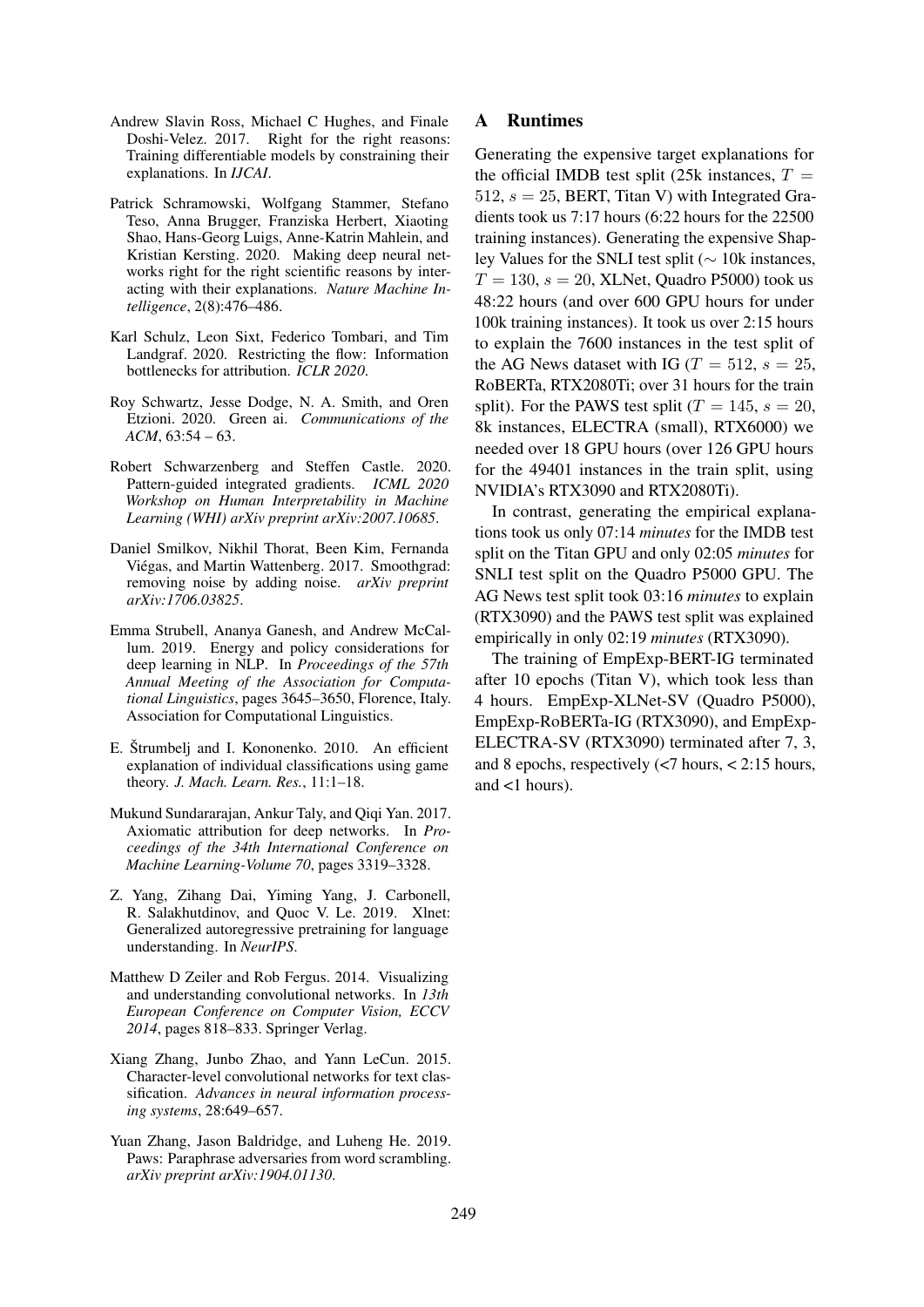Andrew Slavin Ross, Michael C Hughes, and Finale Doshi-Velez. 2017. Right for the right reasons: Training differentiable models by constraining their explanations. In *IJCAI*.

Patrick Schramowski, Wolfgang Stammer, Stefano Teso, Anna Brugger, Franziska Herbert, Xiaoting Shao, Hans-Georg Luigs, Anne-Katrin Mahlein, and Kristian Kersting. 2020. Making deep neural networks right for the right scientific reasons by interacting with their explanations. *Nature Machine Intelligence*, 2(8):476–486.

Karl Schulz, Leon Sixt, Federico Tombari, and Tim Landgraf. 2020. Restricting the flow: Information bottlenecks for attribution. *ICLR 2020*.

Roy Schwartz, Jesse Dodge, N. A. Smith, and Oren Etzioni. 2020. Green ai. *Communications of the ACM*, 63:54 – 63.

Robert Schwarzenberg and Steffen Castle. 2020. Pattern-guided integrated gradients. *ICML 2020 Workshop on Human Interpretability in Machine Learning (WHI) arXiv preprint arXiv:2007.10685*.

Daniel Smilkov, Nikhil Thorat, Been Kim, Fernanda Viégas, and Martin Wattenberg. 2017. Smoothgrad: removing noise by adding noise. *arXiv preprint arXiv:1706.03825*.

Emma Strubell, Ananya Ganesh, and Andrew McCallum. 2019. Energy and policy considerations for deep learning in NLP. In *Proceedings of the 57th Annual Meeting of the Association for Computational Linguistics*, pages 3645–3650, Florence, Italy. Association for Computational Linguistics.

E. Štrumbelj and I. Kononenko. 2010. An efficient explanation of individual classifications using game theory. *J. Mach. Learn. Res.*, 11:1–18.

Mukund Sundararajan, Ankur Taly, and Qiqi Yan. 2017. Axiomatic attribution for deep networks. In *Proceedings of the 34th International Conference on Machine Learning-Volume 70*, pages 3319–3328.

Z. Yang, Zihang Dai, Yiming Yang, J. Carbonell, R. Salakhutdinov, and Quoc V. Le. 2019. Xlnet: Generalized autoregressive pretraining for language understanding. In *NeurIPS*.

Matthew D Zeiler and Rob Fergus. 2014. Visualizing and understanding convolutional networks. In *13th European Conference on Computer Vision, ECCV 2014*, pages 818–833. Springer Verlag.

Xiang Zhang, Junbo Zhao, and Yann LeCun. 2015. Character-level convolutional networks for text classification. *Advances in neural information processing systems*, 28:649–657.

Yuan Zhang, Jason Baldridge, and Luheng He. 2019. Paws: Paraphrase adversaries from word scrambling. *arXiv preprint arXiv:1904.01130*.

## A Runtimes

Generating the expensive target explanations for the official IMDB test split (25k instances, $T = 512$, $s = 25$, BERT, Titan V) with Integrated Gradients took us 7:17 hours (6:22 hours for the 22500 training instances). Generating the expensive Shapley Values for the SNLI test split ($\sim$ 10k instances, $T = 130$, $s = 20$, XLNet, Quadro P5000) took us 48:22 hours (and over 600 GPU hours for under 100k training instances). It took us over 2:15 hours to explain the 7600 instances in the test split of the AG News dataset with IG ($T = 512$, $s = 25$, RoBERTa, RTX2080Ti; over 31 hours for the train split). For the PAWS test split ($T = 145$, $s = 20$, 8k instances, ELECTRA (small), RTX6000) we needed over 18 GPU hours (over 126 GPU hours for the 49401 instances in the train split, using NVIDIA's RTX3090 and RTX2080Ti).

In contrast, generating the empirical explanations took us only 07:14 *minutes* for the IMDB test split on the Titan GPU and only 02:05 *minutes* for SNLI test split on the Quadro P5000 GPU. The AG News test split took 03:16 *minutes* to explain (RTX3090) and the PAWS test split was explained empirically in only 02:19 *minutes* (RTX3090).

The training of EmpExp-BERT-IG terminated after 10 epochs (Titan V), which took less than 4 hours. EmpExp-XLNet-SV (Quadro P5000), EmpExp-RoBERTa-IG (RTX3090), and EmpExp-ELECTRA-SV (RTX3090) terminated after 7, 3, and 8 epochs, respectively (<7 hours, < 2:15 hours, and <1 hours).